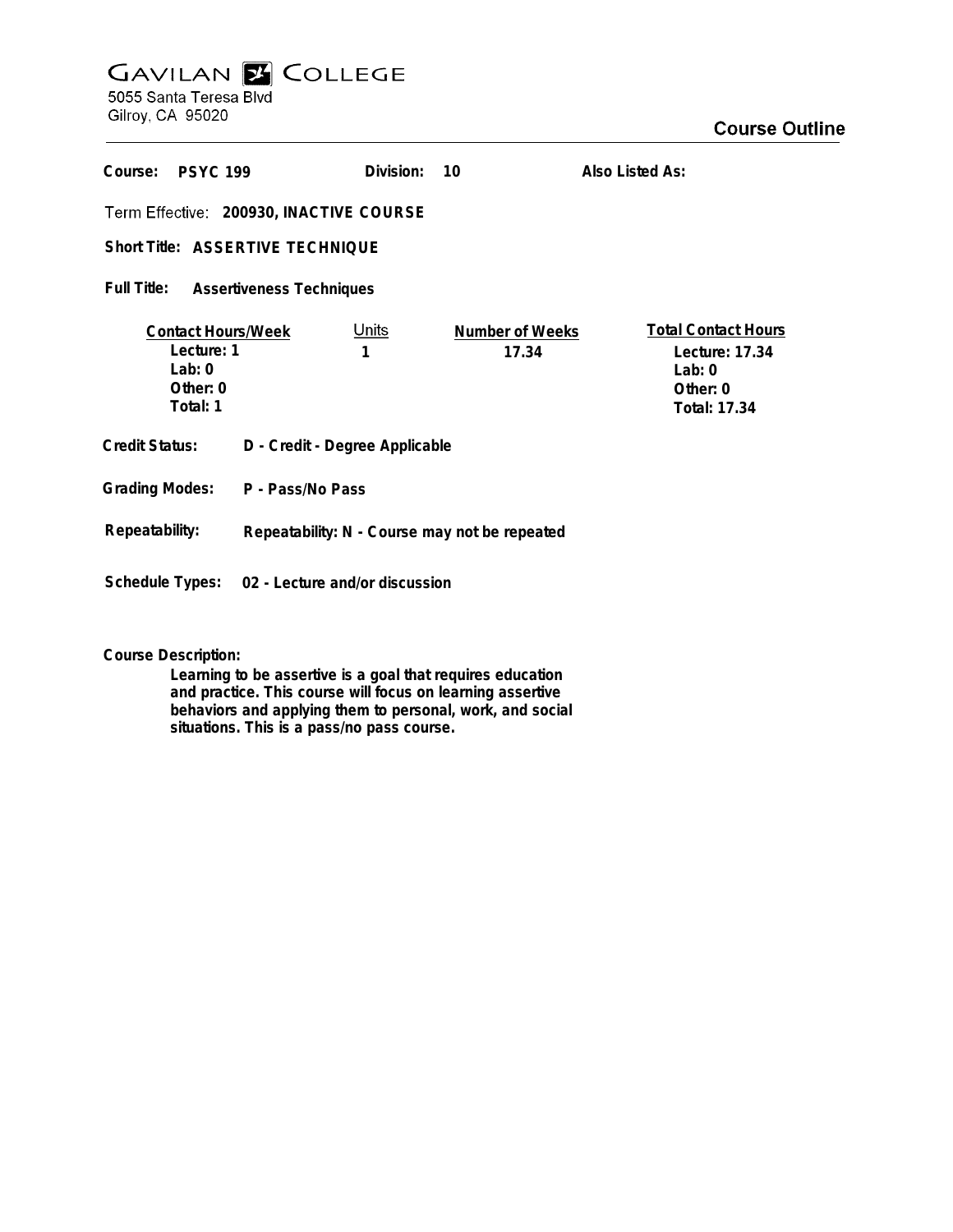# Gavilan College

5055 Santa Teresa Blvd
Gilroy, CA 95020

## Course Outline

**Course:** PSYC 199 **Division:** 10 **Also Listed As:**

**Term Effective:** 200930, INACTIVE COURSE

**Short Title:** ASSERTIVE TECHNIQUE

**Full Title:** Assertiveness Techniques

| Contact Hours/Week | Units | Number of Weeks | Total Contact Hours |
|---|---|---|---|
| Lecture: 1 | 1 | 17.34 | Lecture: 17.34 |
| Lab: 0 | | | Lab: 0 |
| Other: 0 | | | Other: 0 |
| Total: 1 | | | Total: 17.34 |

**Credit Status:** D - Credit - Degree Applicable

**Grading Modes:** P - Pass/No Pass

**Repeatability:** Repeatability: N - Course may not be repeated

**Schedule Types:** 02 - Lecture and/or discussion

**Course Description:**

Learning to be assertive is a goal that requires education and practice. This course will focus on learning assertive behaviors and applying them to personal, work, and social situations. This is a pass/no pass course.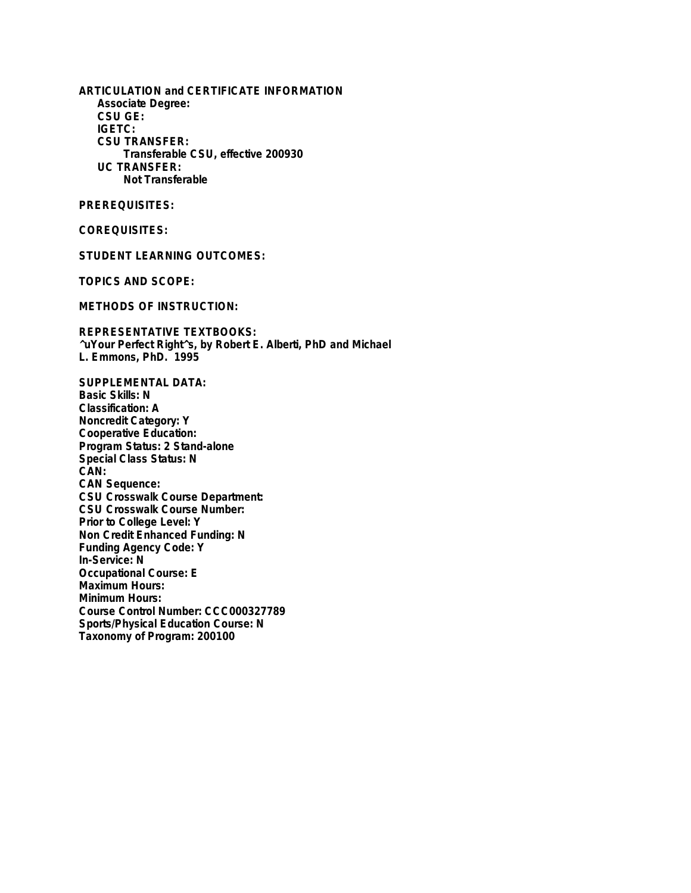**ARTICULATION and CERTIFICATE INFORMATION**

**Associate Degree:**

**CSU GE:**

**IGETC:**

**CSU TRANSFER:**

**Transferable CSU, effective 200930**

**UC TRANSFER:**

**Not Transferable**

**PREREQUISITES:**

**COREQUISITES:**

**STUDENT LEARNING OUTCOMES:**

**TOPICS AND SCOPE:**

**METHODS OF INSTRUCTION:**

**REPRESENTATIVE TEXTBOOKS:**
**^uYour Perfect Right^s, by Robert E. Alberti, PhD and Michael L. Emmons, PhD. 1995**

**SUPPLEMENTAL DATA:**
**Basic Skills: N**
**Classification: A**
**Noncredit Category: Y**
**Cooperative Education:**
**Program Status: 2 Stand-alone**
**Special Class Status: N**
**CAN:**
**CAN Sequence:**
**CSU Crosswalk Course Department:**
**CSU Crosswalk Course Number:**
**Prior to College Level: Y**
**Non Credit Enhanced Funding: N**
**Funding Agency Code: Y**
**In-Service: N**
**Occupational Course: E**
**Maximum Hours:**
**Minimum Hours:**
**Course Control Number: CCC000327789**
**Sports/Physical Education Course: N**
**Taxonomy of Program: 200100**